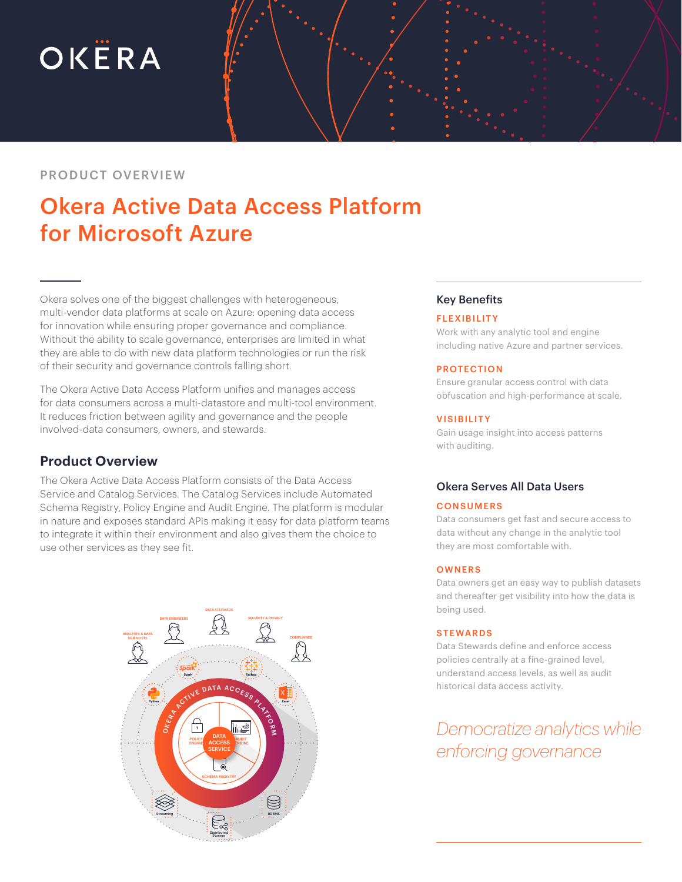PRODUCT OVERVIEW

# Okera Active Data Access Platform for Microsoft Azure

Okera solves one of the biggest challenges with heterogeneous, multi-vendor data platforms at scale on Azure: opening data access for innovation while ensuring proper governance and compliance. Without the ability to scale governance, enterprises are limited in what they are able to do with new data platform technologies or run the risk of their security and governance controls falling short.

The Okera Active Data Access Platform unifies and manages access for data consumers across a multi-datastore and multi-tool environment. It reduces friction between agility and governance and the people involved-data consumers, owners, and stewards.

## Product Overview

The Okera Active Data Access Platform consists of the Data Access Service and Catalog Services. The Catalog Services include Automated Schema Registry, Policy Engine and Audit Engine. The platform is modular in nature and exposes standard APIs making it easy for data platform teams to integrate it within their environment and also gives them the choice to use other services as they see fit.

## Key Benefits

**FLEXIBILITY**

Work with any analytic tool and engine including native Azure and partner services.

**PROTECTION**

Ensure granular access control with data obfuscation and high-performance at scale.

**VISIBILITY**

Gain usage insight into access patterns with auditing.

## Okera Serves All Data Users

**CONSUMERS**

Data consumers get fast and secure access to data without any change in the analytic tool they are most comfortable with.

**OWNERS**

Data owners get an easy way to publish datasets and thereafter get visibility into how the data is being used.

**STEWARDS**

Data Stewards define and enforce access policies centrally at a fine-grained level, understand access levels, as well as audit historical data access activity.

*Democratize analytics while enforcing governance*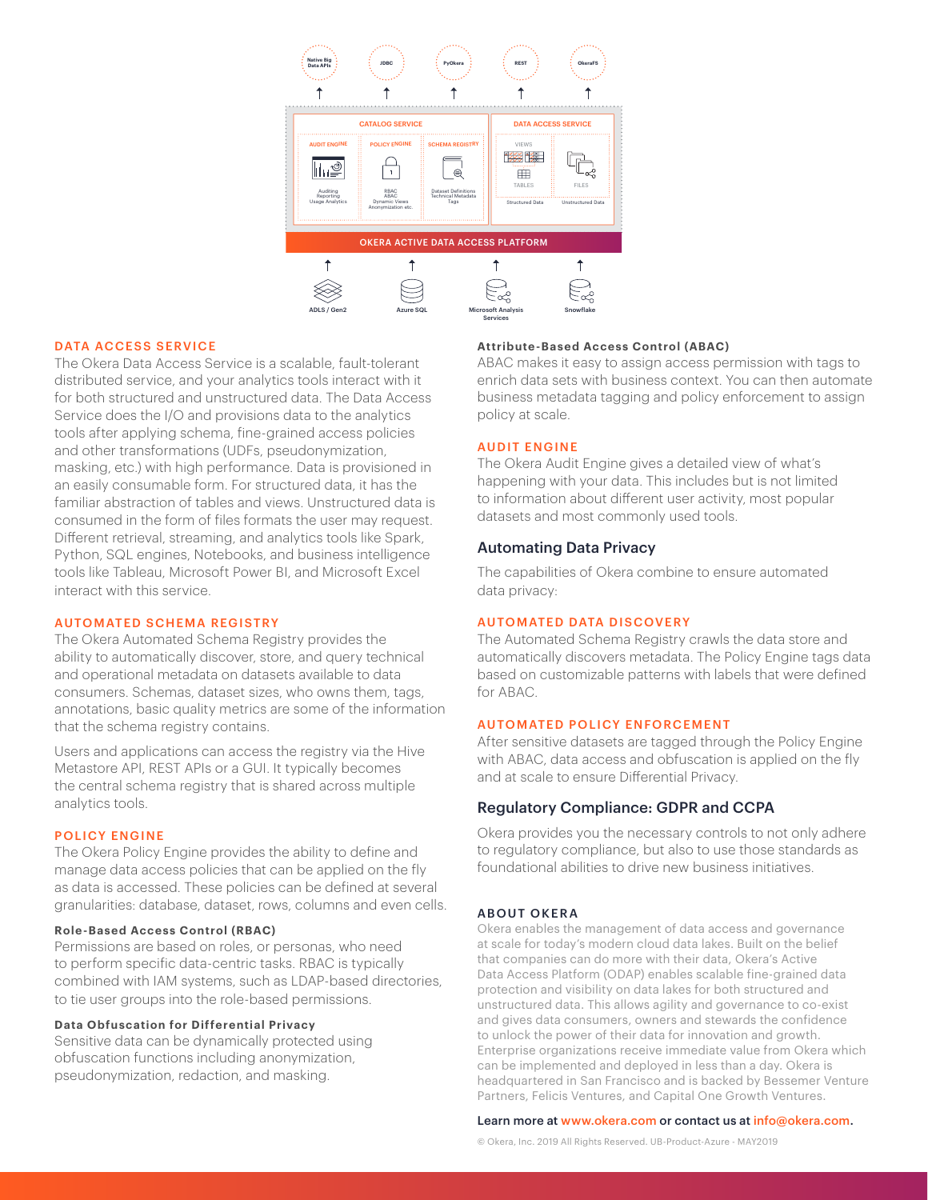Native Big Data APIs

JDBC

PyOkera

REST

OkeraFS

CATALOG SERVICE

AUDIT ENGINE

Auditing
Reporting
Usage Analytics

POLICY ENGINE

RBAC
ABAC
Dynamic Views
Anonymization etc.

SCHEMA REGISTRY

Dataset Definitions
Technical Metadata
Tags

DATA ACCESS SERVICE

VIEWS

TABLES

Structured Data

FILES

Unstructured Data

OKERA ACTIVE DATA ACCESS PLATFORM

ADLS / Gen2

Azure SQL

Microsoft Analysis Services

Snowflake

## DATA ACCESS SERVICE

The Okera Data Access Service is a scalable, fault-tolerant distributed service, and your analytics tools interact with it for both structured and unstructured data. The Data Access Service does the I/O and provisions data to the analytics tools after applying schema, fine-grained access policies and other transformations (UDFs, pseudonymization, masking, etc.) with high performance. Data is provisioned in an easily consumable form. For structured data, it has the familiar abstraction of tables and views. Unstructured data is consumed in the form of files formats the user may request. Different retrieval, streaming, and analytics tools like Spark, Python, SQL engines, Notebooks, and business intelligence tools like Tableau, Microsoft Power BI, and Microsoft Excel interact with this service.

## AUTOMATED SCHEMA REGISTRY

The Okera Automated Schema Registry provides the ability to automatically discover, store, and query technical and operational metadata on datasets available to data consumers. Schemas, dataset sizes, who owns them, tags, annotations, basic quality metrics are some of the information that the schema registry contains.

Users and applications can access the registry via the Hive Metastore API, REST APIs or a GUI. It typically becomes the central schema registry that is shared across multiple analytics tools.

## POLICY ENGINE

The Okera Policy Engine provides the ability to define and manage data access policies that can be applied on the fly as data is accessed. These policies can be defined at several granularities: database, dataset, rows, columns and even cells.

### Role-Based Access Control (RBAC)

Permissions are based on roles, or personas, who need to perform specific data-centric tasks. RBAC is typically combined with IAM systems, such as LDAP-based directories, to tie user groups into the role-based permissions.

### Data Obfuscation for Differential Privacy

Sensitive data can be dynamically protected using obfuscation functions including anonymization, pseudonymization, redaction, and masking.

### Attribute-Based Access Control (ABAC)

ABAC makes it easy to assign access permission with tags to enrich data sets with business context. You can then automate business metadata tagging and policy enforcement to assign policy at scale.

## AUDIT ENGINE

The Okera Audit Engine gives a detailed view of what's happening with your data. This includes but is not limited to information about different user activity, most popular datasets and most commonly used tools.

## Automating Data Privacy

The capabilities of Okera combine to ensure automated data privacy:

### AUTOMATED DATA DISCOVERY

The Automated Schema Registry crawls the data store and automatically discovers metadata. The Policy Engine tags data based on customizable patterns with labels that were defined for ABAC.

### AUTOMATED POLICY ENFORCEMENT

After sensitive datasets are tagged through the Policy Engine with ABAC, data access and obfuscation is applied on the fly and at scale to ensure Differential Privacy.

## Regulatory Compliance: GDPR and CCPA

Okera provides you the necessary controls to not only adhere to regulatory compliance, but also to use those standards as foundational abilities to drive new business initiatives.

## ABOUT OKERA

Okera enables the management of data access and governance at scale for today's modern cloud data lakes. Built on the belief that companies can do more with their data, Okera's Active Data Access Platform (ODAP) enables scalable fine-grained data protection and visibility on data lakes for both structured and unstructured data. This allows agility and governance to co-exist and gives data consumers, owners and stewards the confidence to unlock the power of their data for innovation and growth. Enterprise organizations receive immediate value from Okera which can be implemented and deployed in less than a day. Okera is headquartered in San Francisco and is backed by Bessemer Venture Partners, Felicis Ventures, and Capital One Growth Ventures.

**Learn more at www.okera.com or contact us at info@okera.com.**

© Okera, Inc. 2019 All Rights Reserved. UB-Product-Azure - MAY2019